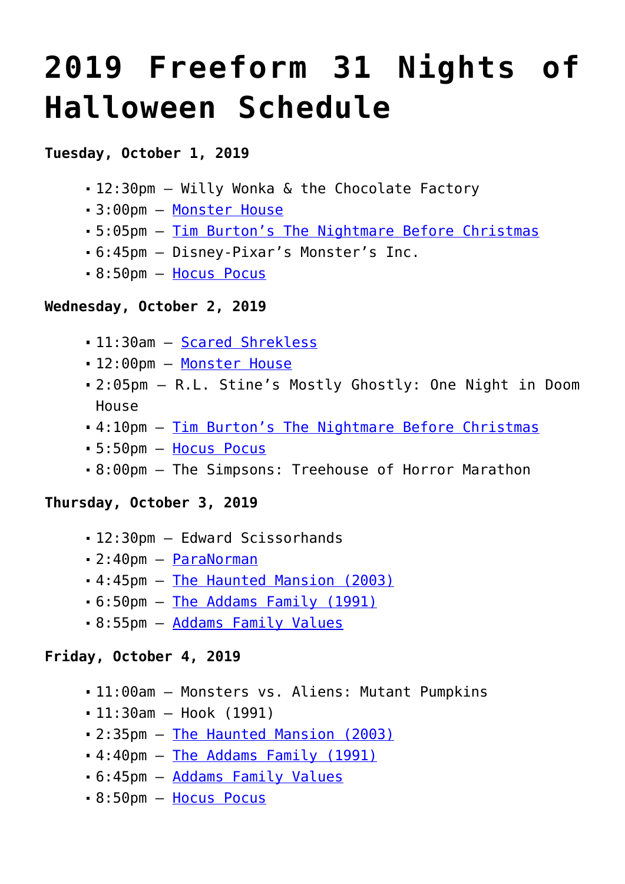# 2019 Freeform 31 Nights of Halloween Schedule

**Tuesday, October 1, 2019**

- 12:30pm – Willy Wonka & the Chocolate Factory
- 3:00pm – Monster House
- 5:05pm – Tim Burton's The Nightmare Before Christmas
- 6:45pm – Disney-Pixar's Monster's Inc.
- 8:50pm – Hocus Pocus

**Wednesday, October 2, 2019**

- 11:30am – Scared Shrekless
- 12:00pm – Monster House
- 2:05pm – R.L. Stine's Mostly Ghostly: One Night in Doom House
- 4:10pm – Tim Burton's The Nightmare Before Christmas
- 5:50pm – Hocus Pocus
- 8:00pm – The Simpsons: Treehouse of Horror Marathon

**Thursday, October 3, 2019**

- 12:30pm – Edward Scissorhands
- 2:40pm – ParaNorman
- 4:45pm – The Haunted Mansion (2003)
- 6:50pm – The Addams Family (1991)
- 8:55pm – Addams Family Values

**Friday, October 4, 2019**

- 11:00am – Monsters vs. Aliens: Mutant Pumpkins
- 11:30am – Hook (1991)
- 2:35pm – The Haunted Mansion (2003)
- 4:40pm – The Addams Family (1991)
- 6:45pm – Addams Family Values
- 8:50pm – Hocus Pocus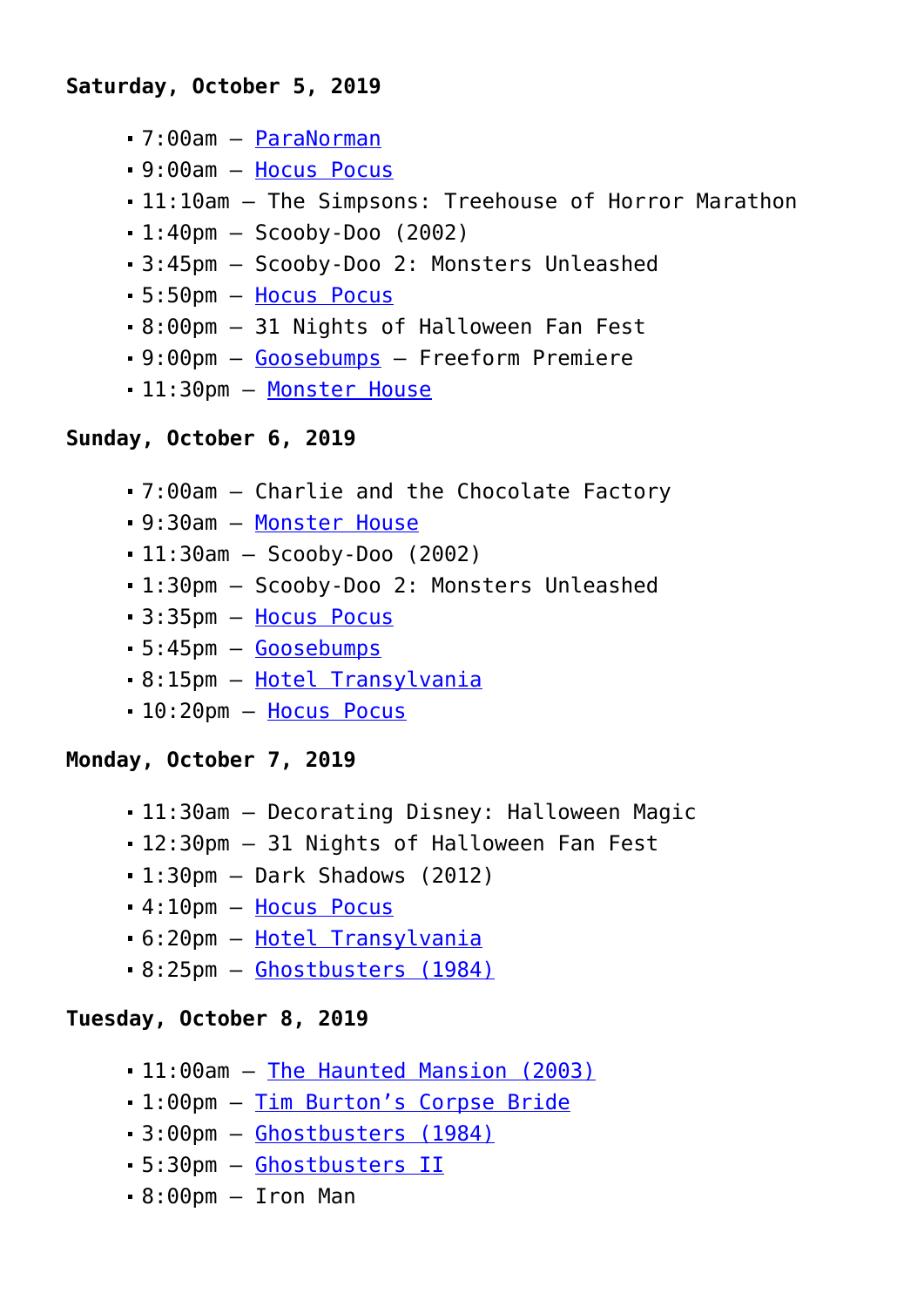**Saturday, October 5, 2019**

- 7:00am – ParaNorman
- 9:00am – Hocus Pocus
- 11:10am – The Simpsons: Treehouse of Horror Marathon
- 1:40pm – Scooby-Doo (2002)
- 3:45pm – Scooby-Doo 2: Monsters Unleashed
- 5:50pm – Hocus Pocus
- 8:00pm – 31 Nights of Halloween Fan Fest
- 9:00pm – Goosebumps – Freeform Premiere
- 11:30pm – Monster House

**Sunday, October 6, 2019**

- 7:00am – Charlie and the Chocolate Factory
- 9:30am – Monster House
- 11:30am – Scooby-Doo (2002)
- 1:30pm – Scooby-Doo 2: Monsters Unleashed
- 3:35pm – Hocus Pocus
- 5:45pm – Goosebumps
- 8:15pm – Hotel Transylvania
- 10:20pm – Hocus Pocus

**Monday, October 7, 2019**

- 11:30am – Decorating Disney: Halloween Magic
- 12:30pm – 31 Nights of Halloween Fan Fest
- 1:30pm – Dark Shadows (2012)
- 4:10pm – Hocus Pocus
- 6:20pm – Hotel Transylvania
- 8:25pm – Ghostbusters (1984)

**Tuesday, October 8, 2019**

- 11:00am – The Haunted Mansion (2003)
- 1:00pm – Tim Burton's Corpse Bride
- 3:00pm – Ghostbusters (1984)
- 5:30pm – Ghostbusters II
- 8:00pm – Iron Man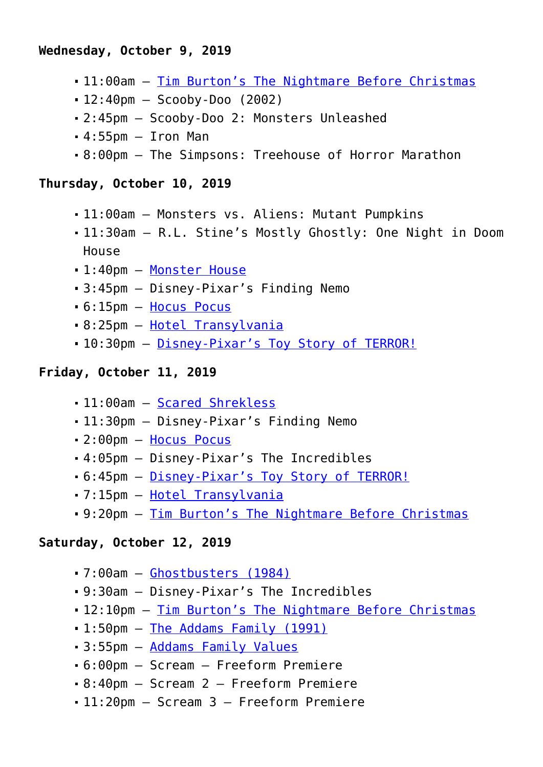**Wednesday, October 9, 2019**

- 11:00am – Tim Burton's The Nightmare Before Christmas
- 12:40pm – Scooby-Doo (2002)
- 2:45pm – Scooby-Doo 2: Monsters Unleashed
- 4:55pm – Iron Man
- 8:00pm – The Simpsons: Treehouse of Horror Marathon

**Thursday, October 10, 2019**

- 11:00am – Monsters vs. Aliens: Mutant Pumpkins
- 11:30am – R.L. Stine's Mostly Ghostly: One Night in Doom House
- 1:40pm – Monster House
- 3:45pm – Disney-Pixar's Finding Nemo
- 6:15pm – Hocus Pocus
- 8:25pm – Hotel Transylvania
- 10:30pm – Disney-Pixar's Toy Story of TERROR!

**Friday, October 11, 2019**

- 11:00am – Scared Shrekless
- 11:30pm – Disney-Pixar's Finding Nemo
- 2:00pm – Hocus Pocus
- 4:05pm – Disney-Pixar's The Incredibles
- 6:45pm – Disney-Pixar's Toy Story of TERROR!
- 7:15pm – Hotel Transylvania
- 9:20pm – Tim Burton's The Nightmare Before Christmas

**Saturday, October 12, 2019**

- 7:00am – Ghostbusters (1984)
- 9:30am – Disney-Pixar's The Incredibles
- 12:10pm – Tim Burton's The Nightmare Before Christmas
- 1:50pm – The Addams Family (1991)
- 3:55pm – Addams Family Values
- 6:00pm – Scream – Freeform Premiere
- 8:40pm – Scream 2 – Freeform Premiere
- 11:20pm – Scream 3 – Freeform Premiere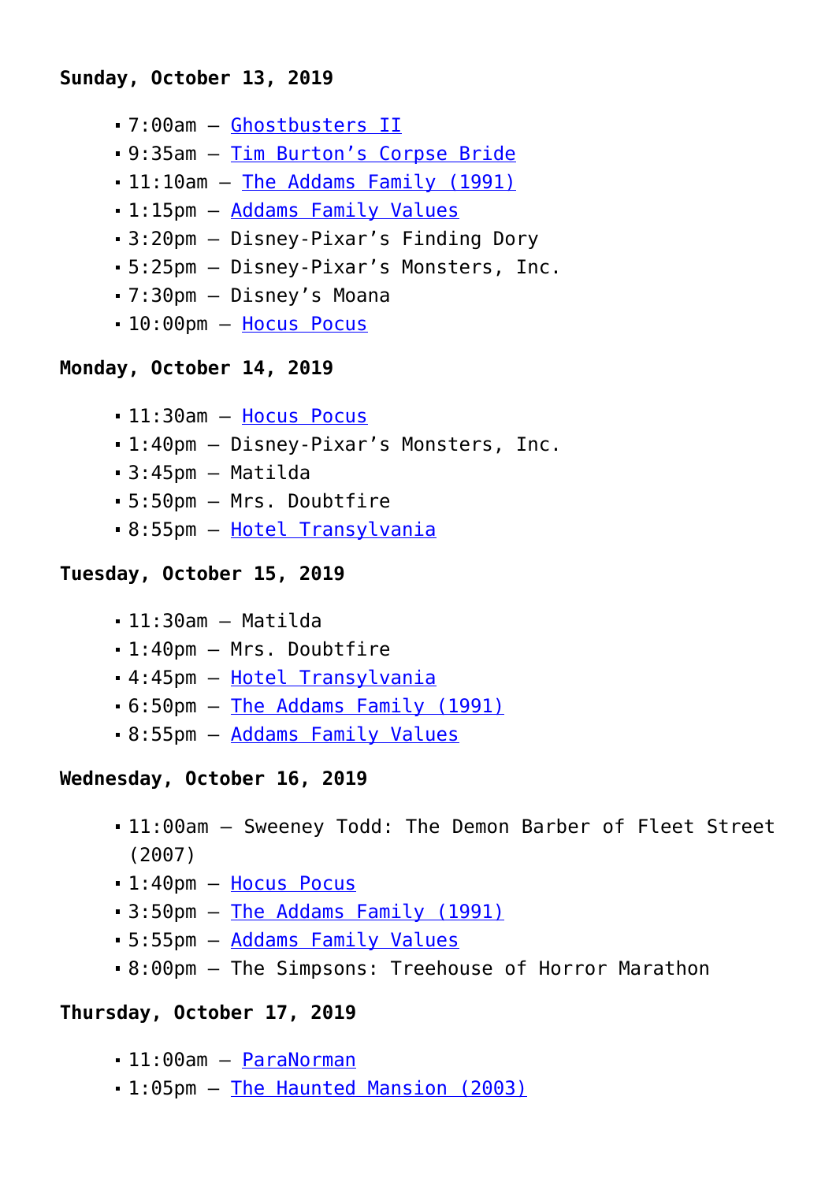**Sunday, October 13, 2019**

- 7:00am – Ghostbusters II
- 9:35am – Tim Burton's Corpse Bride
- 11:10am – The Addams Family (1991)
- 1:15pm – Addams Family Values
- 3:20pm – Disney-Pixar's Finding Dory
- 5:25pm – Disney-Pixar's Monsters, Inc.
- 7:30pm – Disney's Moana
- 10:00pm – Hocus Pocus

**Monday, October 14, 2019**

- 11:30am – Hocus Pocus
- 1:40pm – Disney-Pixar's Monsters, Inc.
- 3:45pm – Matilda
- 5:50pm – Mrs. Doubtfire
- 8:55pm – Hotel Transylvania

**Tuesday, October 15, 2019**

- 11:30am – Matilda
- 1:40pm – Mrs. Doubtfire
- 4:45pm – Hotel Transylvania
- 6:50pm – The Addams Family (1991)
- 8:55pm – Addams Family Values

**Wednesday, October 16, 2019**

- 11:00am – Sweeney Todd: The Demon Barber of Fleet Street (2007)
- 1:40pm – Hocus Pocus
- 3:50pm – The Addams Family (1991)
- 5:55pm – Addams Family Values
- 8:00pm – The Simpsons: Treehouse of Horror Marathon

**Thursday, October 17, 2019**

- 11:00am – ParaNorman
- 1:05pm – The Haunted Mansion (2003)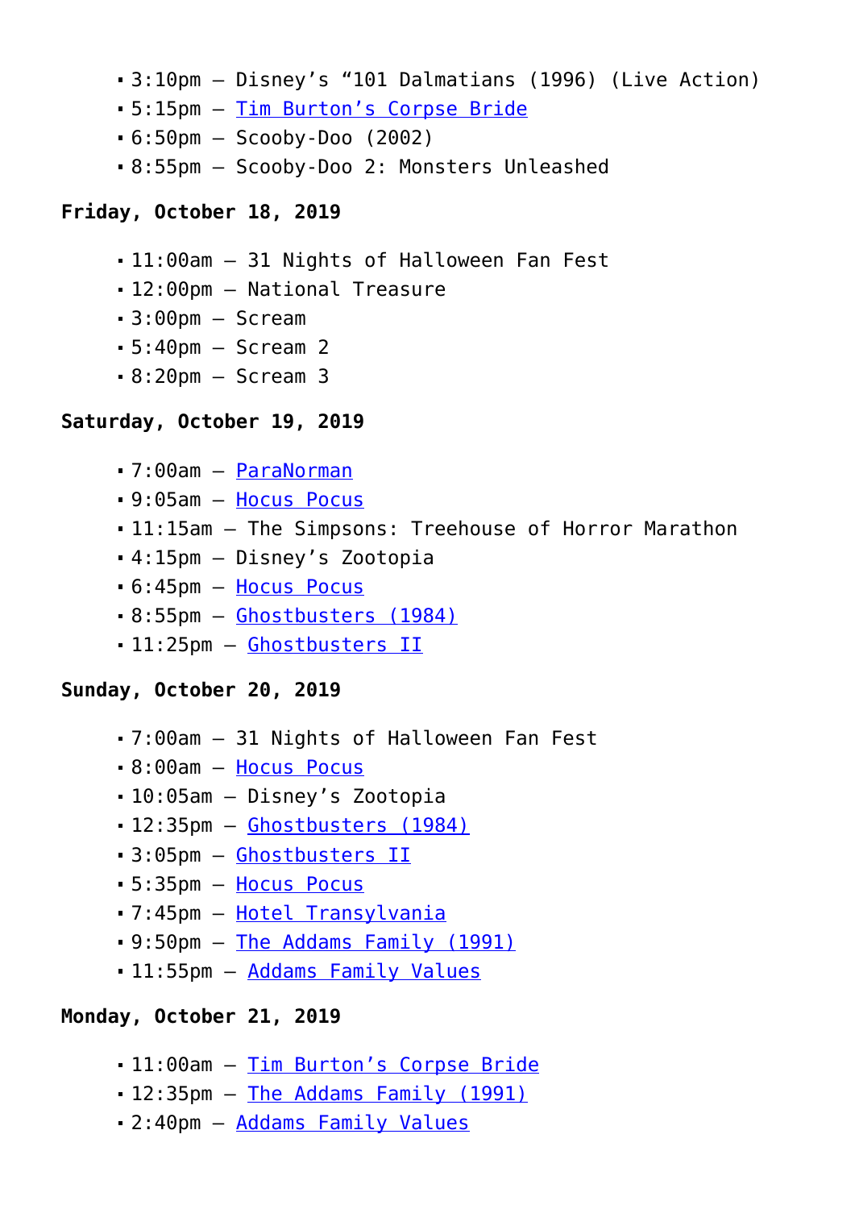- 3:10pm – Disney's "101 Dalmatians (1996) (Live Action)
- 5:15pm – Tim Burton's Corpse Bride
- 6:50pm – Scooby-Doo (2002)
- 8:55pm – Scooby-Doo 2: Monsters Unleashed

**Friday, October 18, 2019**

- 11:00am – 31 Nights of Halloween Fan Fest
- 12:00pm – National Treasure
- 3:00pm – Scream
- 5:40pm – Scream 2
- 8:20pm – Scream 3

**Saturday, October 19, 2019**

- 7:00am – ParaNorman
- 9:05am – Hocus Pocus
- 11:15am – The Simpsons: Treehouse of Horror Marathon
- 4:15pm – Disney's Zootopia
- 6:45pm – Hocus Pocus
- 8:55pm – Ghostbusters (1984)
- 11:25pm – Ghostbusters II

**Sunday, October 20, 2019**

- 7:00am – 31 Nights of Halloween Fan Fest
- 8:00am – Hocus Pocus
- 10:05am – Disney's Zootopia
- 12:35pm – Ghostbusters (1984)
- 3:05pm – Ghostbusters II
- 5:35pm – Hocus Pocus
- 7:45pm – Hotel Transylvania
- 9:50pm – The Addams Family (1991)
- 11:55pm – Addams Family Values

**Monday, October 21, 2019**

- 11:00am – Tim Burton's Corpse Bride
- 12:35pm – The Addams Family (1991)
- 2:40pm – Addams Family Values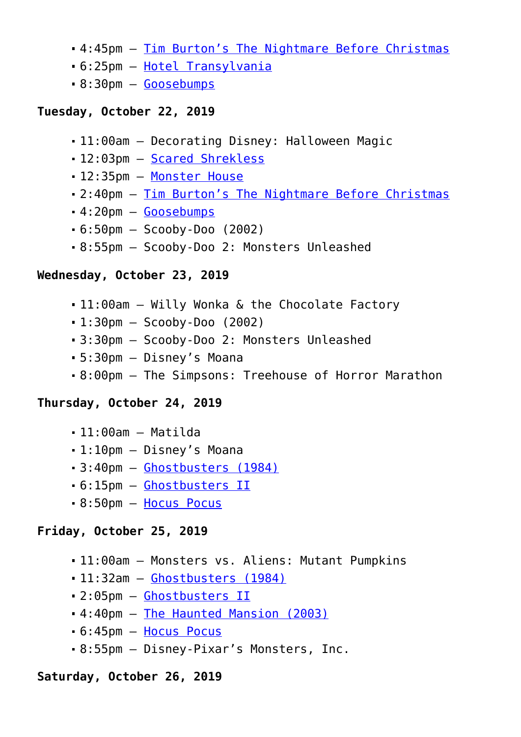- 4:45pm – Tim Burton's The Nightmare Before Christmas
- 6:25pm – Hotel Transylvania
- 8:30pm – Goosebumps

**Tuesday, October 22, 2019**

- 11:00am – Decorating Disney: Halloween Magic
- 12:03pm – Scared Shrekless
- 12:35pm – Monster House
- 2:40pm – Tim Burton's The Nightmare Before Christmas
- 4:20pm – Goosebumps
- 6:50pm – Scooby-Doo (2002)
- 8:55pm – Scooby-Doo 2: Monsters Unleashed

**Wednesday, October 23, 2019**

- 11:00am – Willy Wonka & the Chocolate Factory
- 1:30pm – Scooby-Doo (2002)
- 3:30pm – Scooby-Doo 2: Monsters Unleashed
- 5:30pm – Disney's Moana
- 8:00pm – The Simpsons: Treehouse of Horror Marathon

**Thursday, October 24, 2019**

- 11:00am – Matilda
- 1:10pm – Disney's Moana
- 3:40pm – Ghostbusters (1984)
- 6:15pm – Ghostbusters II
- 8:50pm – Hocus Pocus

**Friday, October 25, 2019**

- 11:00am – Monsters vs. Aliens: Mutant Pumpkins
- 11:32am – Ghostbusters (1984)
- 2:05pm – Ghostbusters II
- 4:40pm – The Haunted Mansion (2003)
- 6:45pm – Hocus Pocus
- 8:55pm – Disney-Pixar's Monsters, Inc.

**Saturday, October 26, 2019**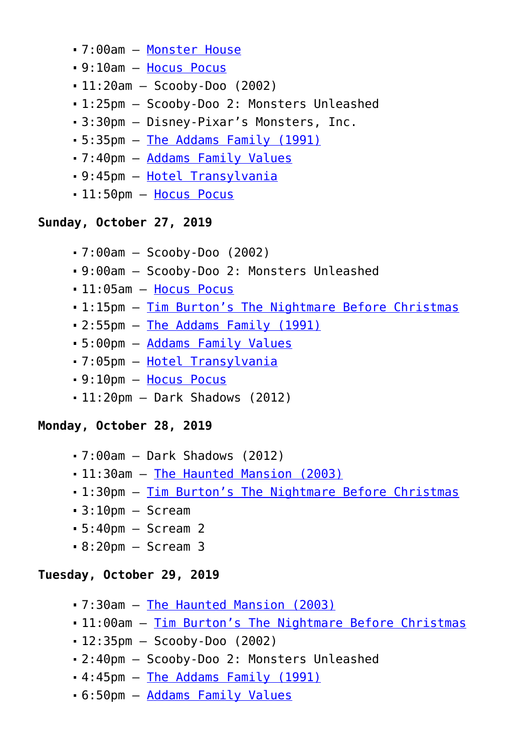- 7:00am – Monster House
- 9:10am – Hocus Pocus
- 11:20am – Scooby-Doo (2002)
- 1:25pm – Scooby-Doo 2: Monsters Unleashed
- 3:30pm – Disney-Pixar's Monsters, Inc.
- 5:35pm – The Addams Family (1991)
- 7:40pm – Addams Family Values
- 9:45pm – Hotel Transylvania
- 11:50pm – Hocus Pocus

**Sunday, October 27, 2019**

- 7:00am – Scooby-Doo (2002)
- 9:00am – Scooby-Doo 2: Monsters Unleashed
- 11:05am – Hocus Pocus
- 1:15pm – Tim Burton's The Nightmare Before Christmas
- 2:55pm – The Addams Family (1991)
- 5:00pm – Addams Family Values
- 7:05pm – Hotel Transylvania
- 9:10pm – Hocus Pocus
- 11:20pm – Dark Shadows (2012)

**Monday, October 28, 2019**

- 7:00am – Dark Shadows (2012)
- 11:30am – The Haunted Mansion (2003)
- 1:30pm – Tim Burton's The Nightmare Before Christmas
- 3:10pm – Scream
- 5:40pm – Scream 2
- 8:20pm – Scream 3

**Tuesday, October 29, 2019**

- 7:30am – The Haunted Mansion (2003)
- 11:00am – Tim Burton's The Nightmare Before Christmas
- 12:35pm – Scooby-Doo (2002)
- 2:40pm – Scooby-Doo 2: Monsters Unleashed
- 4:45pm – The Addams Family (1991)
- 6:50pm – Addams Family Values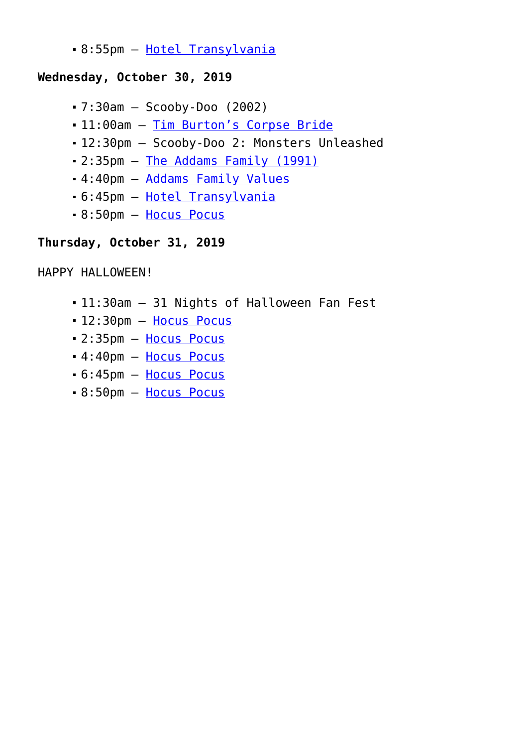- 8:55pm – Hotel Transylvania

**Wednesday, October 30, 2019**

- 7:30am – Scooby-Doo (2002)
- 11:00am – Tim Burton's Corpse Bride
- 12:30pm – Scooby-Doo 2: Monsters Unleashed
- 2:35pm – The Addams Family (1991)
- 4:40pm – Addams Family Values
- 6:45pm – Hotel Transylvania
- 8:50pm – Hocus Pocus

**Thursday, October 31, 2019**

HAPPY HALLOWEEN!

- 11:30am – 31 Nights of Halloween Fan Fest
- 12:30pm – Hocus Pocus
- 2:35pm – Hocus Pocus
- 4:40pm – Hocus Pocus
- 6:45pm – Hocus Pocus
- 8:50pm – Hocus Pocus